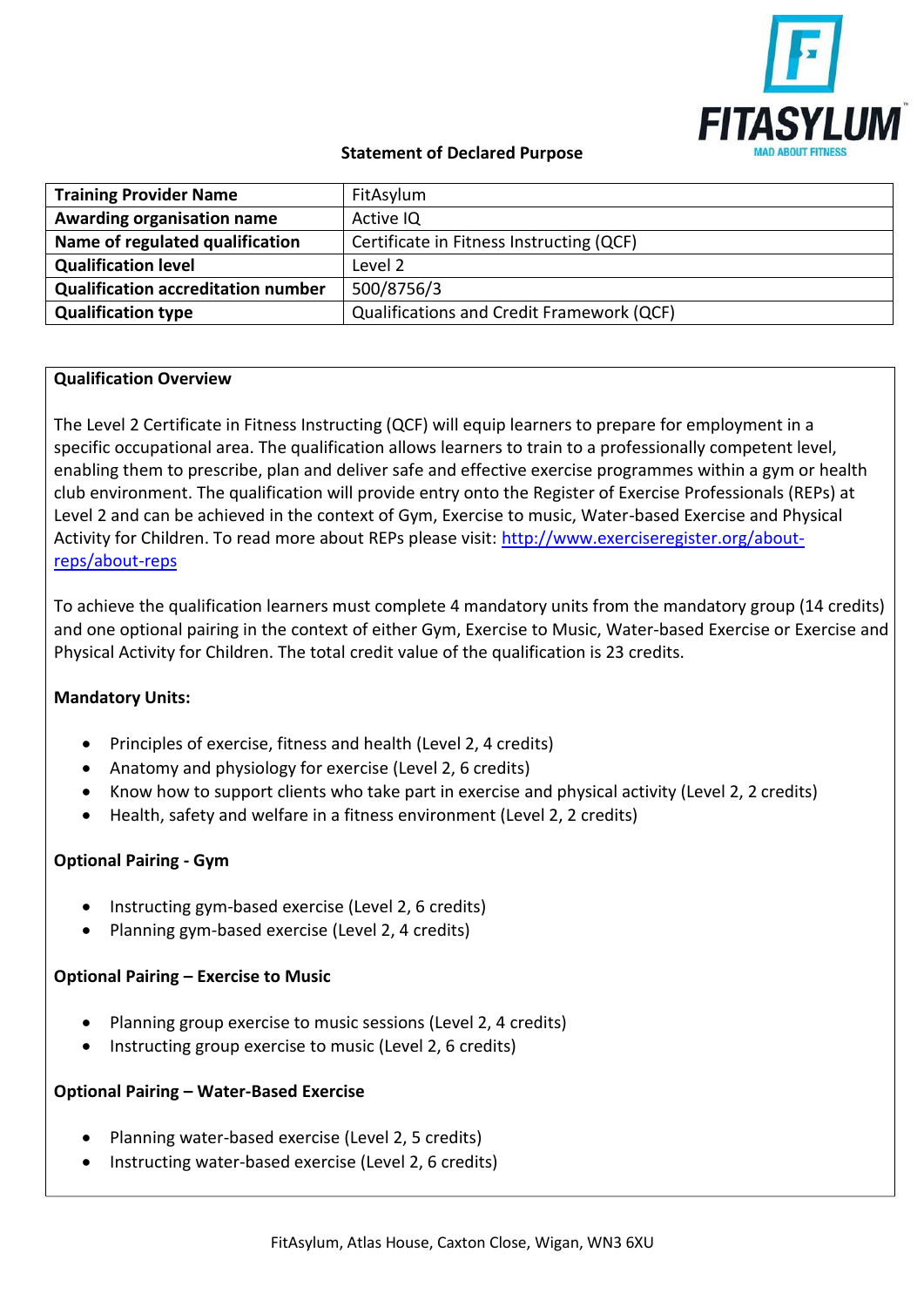## Statement of Declared Purpose

| Training Provider Name | FitAsylum |
|---|---|
| Awarding organisation name | Active IQ |
| Name of regulated qualification | Certificate in Fitness Instructing (QCF) |
| Qualification level | Level 2 |
| Qualification accreditation number | 500/8756/3 |
| Qualification type | Qualifications and Credit Framework (QCF) |

### Qualification Overview

The Level 2 Certificate in Fitness Instructing (QCF) will equip learners to prepare for employment in a specific occupational area. The qualification allows learners to train to a professionally competent level, enabling them to prescribe, plan and deliver safe and effective exercise programmes within a gym or health club environment. The qualification will provide entry onto the Register of Exercise Professionals (REPs) at Level 2 and can be achieved in the context of Gym, Exercise to music, Water-based Exercise and Physical Activity for Children. To read more about REPs please visit: [http://www.exerciseregister.org/about-reps/about-reps](http://www.exerciseregister.org/about-reps/about-reps)

To achieve the qualification learners must complete 4 mandatory units from the mandatory group (14 credits) and one optional pairing in the context of either Gym, Exercise to Music, Water-based Exercise or Exercise and Physical Activity for Children. The total credit value of the qualification is 23 credits.

**Mandatory Units:**

- Principles of exercise, fitness and health (Level 2, 4 credits)
- Anatomy and physiology for exercise (Level 2, 6 credits)
- Know how to support clients who take part in exercise and physical activity (Level 2, 2 credits)
- Health, safety and welfare in a fitness environment (Level 2, 2 credits)

**Optional Pairing - Gym**

- Instructing gym-based exercise (Level 2, 6 credits)
- Planning gym-based exercise (Level 2, 4 credits)

**Optional Pairing – Exercise to Music**

- Planning group exercise to music sessions (Level 2, 4 credits)
- Instructing group exercise to music (Level 2, 6 credits)

**Optional Pairing – Water-Based Exercise**

- Planning water-based exercise (Level 2, 5 credits)
- Instructing water-based exercise (Level 2, 6 credits)

FitAsylum, Atlas House, Caxton Close, Wigan, WN3 6XU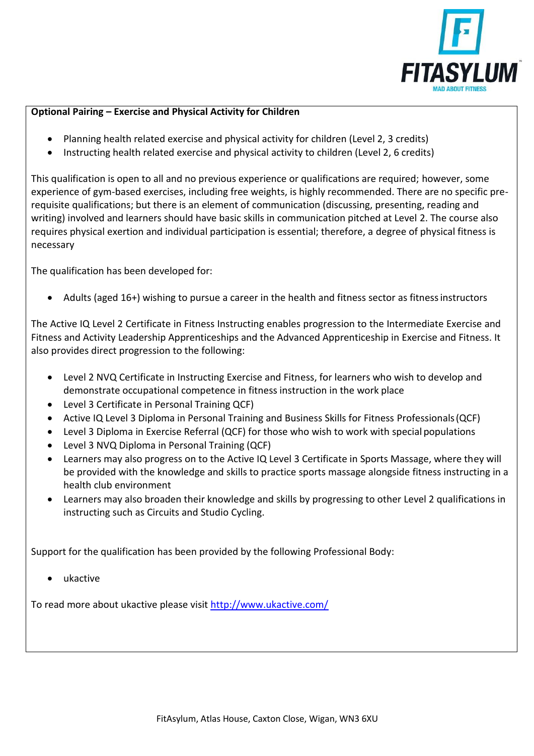**Optional Pairing – Exercise and Physical Activity for Children**

- Planning health related exercise and physical activity for children (Level 2, 3 credits)
- Instructing health related exercise and physical activity to children (Level 2, 6 credits)

This qualification is open to all and no previous experience or qualifications are required; however, some experience of gym-based exercises, including free weights, is highly recommended. There are no specific pre-requisite qualifications; but there is an element of communication (discussing, presenting, reading and writing) involved and learners should have basic skills in communication pitched at Level 2. The course also requires physical exertion and individual participation is essential; therefore, a degree of physical fitness is necessary

The qualification has been developed for:

- Adults (aged 16+) wishing to pursue a career in the health and fitness sector as fitness instructors

The Active IQ Level 2 Certificate in Fitness Instructing enables progression to the Intermediate Exercise and Fitness and Activity Leadership Apprenticeships and the Advanced Apprenticeship in Exercise and Fitness. It also provides direct progression to the following:

- Level 2 NVQ Certificate in Instructing Exercise and Fitness, for learners who wish to develop and demonstrate occupational competence in fitness instruction in the work place
- Level 3 Certificate in Personal Training QCF)
- Active IQ Level 3 Diploma in Personal Training and Business Skills for Fitness Professionals (QCF)
- Level 3 Diploma in Exercise Referral (QCF) for those who wish to work with special populations
- Level 3 NVQ Diploma in Personal Training (QCF)
- Learners may also progress on to the Active IQ Level 3 Certificate in Sports Massage, where they will be provided with the knowledge and skills to practice sports massage alongside fitness instructing in a health club environment
- Learners may also broaden their knowledge and skills by progressing to other Level 2 qualifications in instructing such as Circuits and Studio Cycling.

Support for the qualification has been provided by the following Professional Body:

- ukactive

To read more about ukactive please visit [http://www.ukactive.com/](http://www.ukactive.com/)

FitAsylum, Atlas House, Caxton Close, Wigan, WN3 6XU